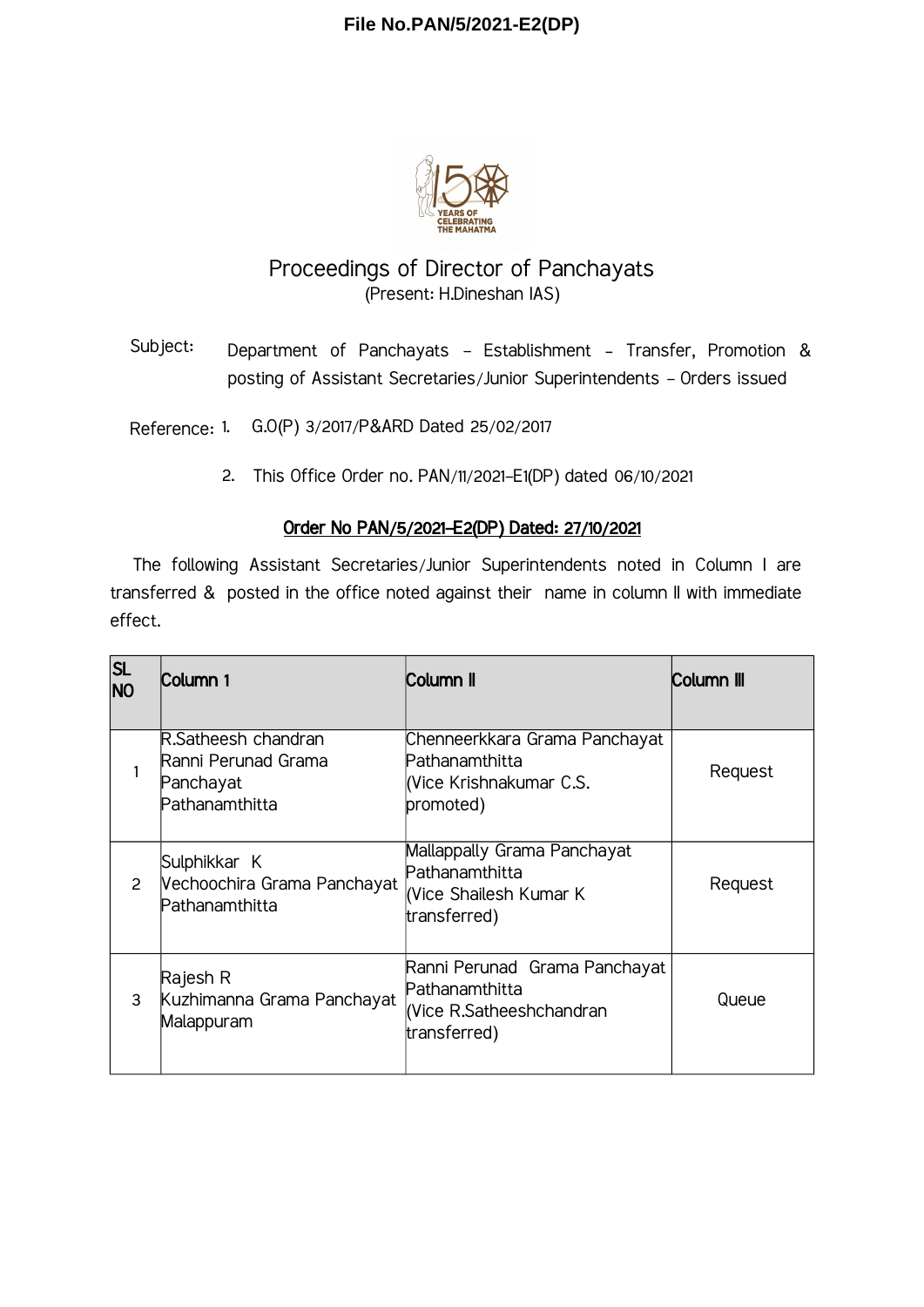**File No.PAN/5/2021-E2(DP)**

# Proceedings of Director of Panchayats

(Present: H.Dineshan IAS)

Subject: Department of Panchayats – Establishment – Transfer, Promotion & posting of Assistant Secretaries/Junior Superintendents – Orders issued

Reference:
1. G.O(P) 3/2017/P&ARD Dated 25/02/2017
2. This Office Order no. PAN/11/2021-E1(DP) dated 06/10/2021

**Order No PAN/5/2021-E2(DP) Dated: 27/10/2021**

The following Assistant Secretaries/Junior Superintendents noted in Column I are transferred & posted in the office noted against their name in column II with immediate effect.

| SL NO | Column 1 | Column II | Column III |
|---|---|---|---|
| 1 | R.Satheesh chandran Ranni Perunad Grama Panchayat Pathanamthitta | Chenneerkkara Grama Panchayat Pathanamthitta (Vice Krishnakumar C.S. promoted) | Request |
| 2 | Sulphikkar K Vechoochira Grama Panchayat Pathanamthitta | Mallappally Grama Panchayat Pathanamthitta (Vice Shailesh Kumar K transferred) | Request |
| 3 | Rajesh R Kuzhimanna Grama Panchayat Malappuram | Ranni Perunad Grama Panchayat Pathanamthitta (Vice R.Satheeshchandran transferred) | Queue |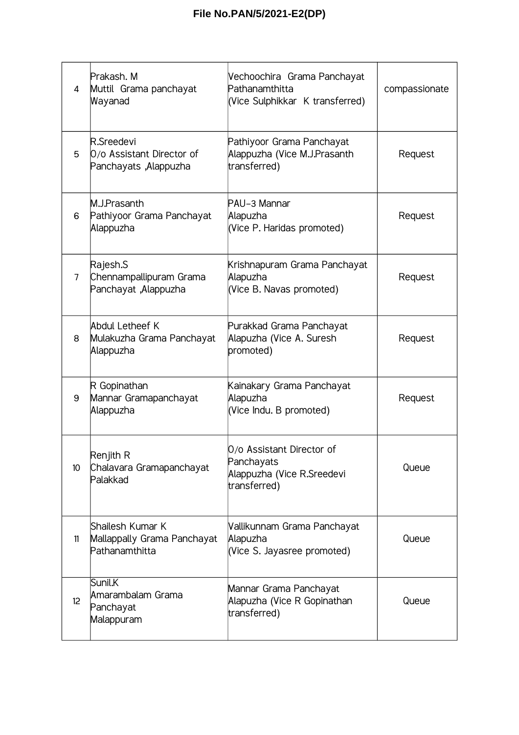**File No.PAN/5/2021-E2(DP)**

| | | | |
|---|---|---|---|
| 4 | Prakash. M<br>Muttil Grama panchayat<br>Wayanad | Vechoochira Grama Panchayat<br>Pathanamthitta<br>(Vice Sulphikkar K transferred) | compassionate |
| 5 | R.Sreedevi<br>O/o Assistant Director of Panchayats ,Alappuzha | Pathiyoor Grama Panchayat<br>Alappuzha (Vice M.J.Prasanth transferred) | Request |
| 6 | M.J.Prasanth<br>Pathiyoor Grama Panchayat<br>Alappuzha | PAU-3 Mannar<br>Alapuzha<br>(Vice P. Haridas promoted) | Request |
| 7 | Rajesh.S<br>Chennampallipuram Grama Panchayat ,Alappuzha | Krishnapuram Grama Panchayat<br>Alapuzha<br>(Vice B. Navas promoted) | Request |
| 8 | Abdul Letheef K<br>Mulakuzha Grama Panchayat<br>Alappuzha | Purakkad Grama Panchayat<br>Alapuzha (Vice A. Suresh promoted) | Request |
| 9 | R Gopinathan<br>Mannar Gramapanchayat<br>Alappuzha | Kainakary Grama Panchayat<br>Alapuzha<br>(Vice Indu. B promoted) | Request |
| 10 | Renjith R<br>Chalavara Gramapanchayat<br>Palakkad | O/o Assistant Director of Panchayats<br>Alappuzha (Vice R.Sreedevi transferred) | Queue |
| 11 | Shailesh Kumar K<br>Mallappally Grama Panchayat<br>Pathanamthitta | Vallikunnam Grama Panchayat<br>Alapuzha<br>(Vice S. Jayasree promoted) | Queue |
| 12 | Sunil.K<br>Amarambalam Grama Panchayat<br>Malappuram | Mannar Grama Panchayat<br>Alapuzha (Vice R Gopinathan transferred) | Queue |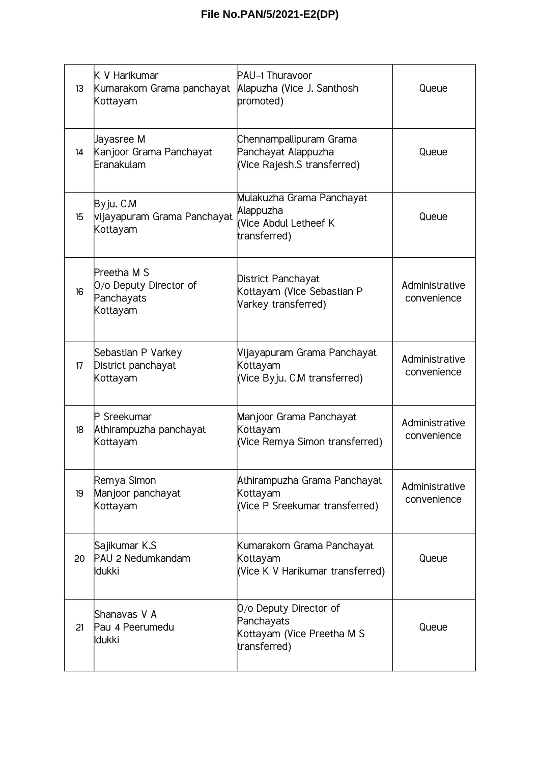| 13 | K V Harikumar<br>Kumarakom Grama panchayat<br>Kottayam | PAU-1 Thuravoor<br>Alapuzha (Vice J. Santhosh promoted) | Queue |
|---|---|---|---|
| 14 | Jayasree M<br>Kanjoor Grama Panchayat<br>Eranakulam | Chennampallipuram Grama Panchayat Alappuzha<br>(Vice Rajesh.S transferred) | Queue |
| 15 | Byju. C.M<br>vijayapuram Grama Panchayat<br>Kottayam | Mulakuzha Grama Panchayat<br>Alappuzha<br>(Vice Abdul Letheef K transferred) | Queue |
| 16 | Preetha M S<br>O/o Deputy Director of Panchayats<br>Kottayam | District Panchayat<br>Kottayam (Vice Sebastian P Varkey transferred) | Administrative convenience |
| 17 | Sebastian P Varkey<br>District panchayat<br>Kottayam | Vijayapuram Grama Panchayat<br>Kottayam<br>(Vice Byju. C.M transferred) | Administrative convenience |
| 18 | P Sreekumar<br>Athirampuzha panchayat<br>Kottayam | Manjoor Grama Panchayat<br>Kottayam<br>(Vice Remya Simon transferred) | Administrative convenience |
| 19 | Remya Simon<br>Manjoor panchayat<br>Kottayam | Athirampuzha Grama Panchayat<br>Kottayam<br>(Vice P Sreekumar transferred) | Administrative convenience |
| 20 | Sajikumar K.S<br>PAU 2 Nedumkandam<br>Idukki | Kumarakom Grama Panchayat<br>Kottayam<br>(Vice K V Harikumar transferred) | Queue |
| 21 | Shanavas V A<br>Pau 4 Peerumedu<br>Idukki | O/o Deputy Director of Panchayats<br>Kottayam (Vice Preetha M S transferred) | Queue |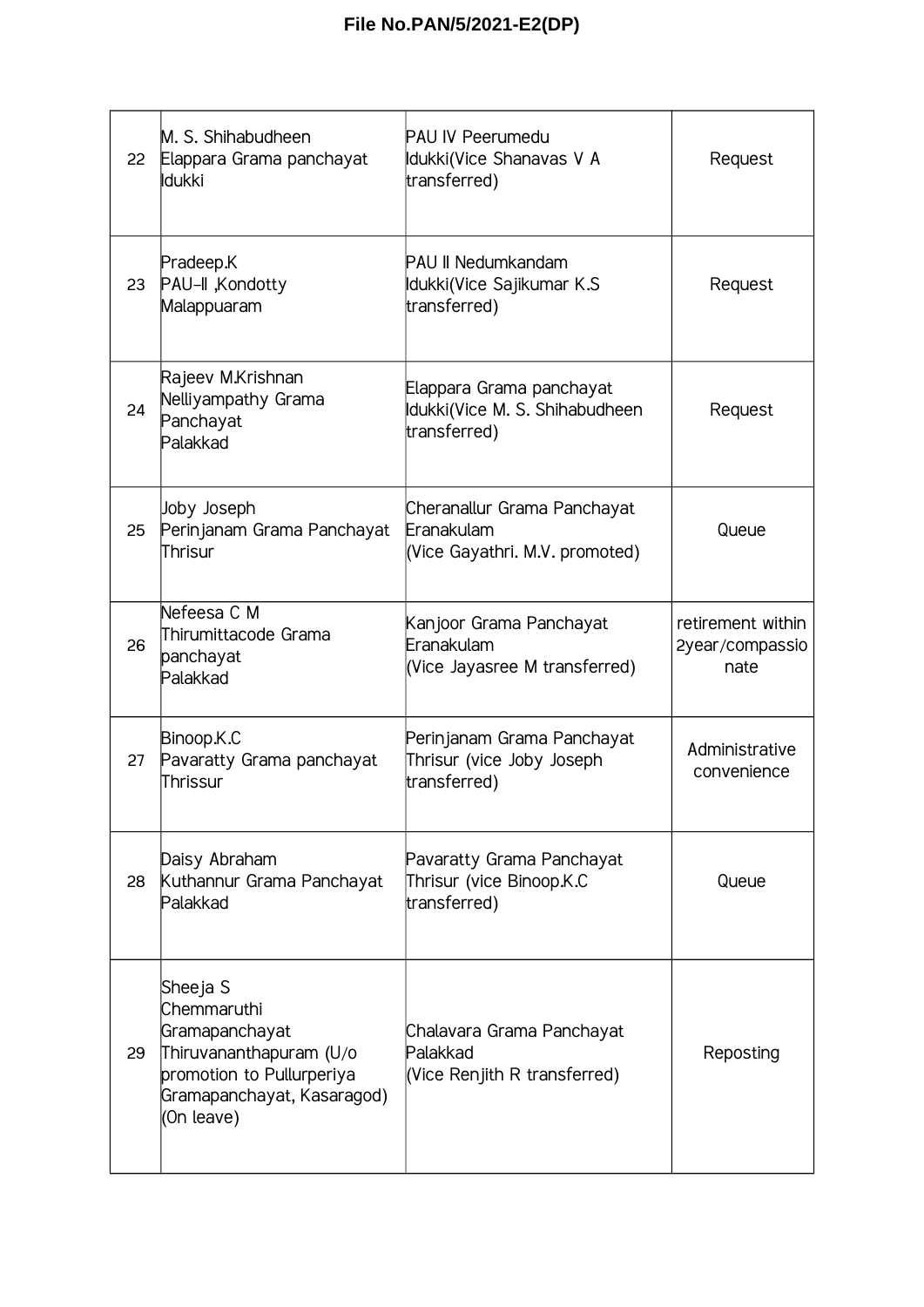| 22 | M. S. Shihabudheen<br>Elappara Grama panchayat<br>Idukki | PAU IV Peerumedu<br>Idukki(Vice Shanavas V A<br>transferred) | Request |
|---|---|---|---|
| 23 | Pradeep.K<br>PAU-II ,Kondotty<br>Malappuaram | PAU II Nedumkandam<br>Idukki(Vice Sajikumar K.S<br>transferred) | Request |
| 24 | Rajeev M.Krishnan<br>Nelliyampathy Grama<br>Panchayat<br>Palakkad | Elappara Grama panchayat<br>Idukki(Vice M. S. Shihabudheen<br>transferred) | Request |
| 25 | Joby Joseph<br>Perinjanam Grama Panchayat<br>Thrisur | Cheranallur Grama Panchayat<br>Eranakulam<br>(Vice Gayathri. M.V. promoted) | Queue |
| 26 | Nefeesa C M<br>Thirumittacode Grama<br>panchayat<br>Palakkad | Kanjoor Grama Panchayat<br>Eranakulam<br>(Vice Jayasree M transferred) | retirement within 2year/compassionate |
| 27 | Binoop.K.C<br>Pavaratty Grama panchayat<br>Thrissur | Perinjanam Grama Panchayat<br>Thrisur (vice Joby Joseph<br>transferred) | Administrative convenience |
| 28 | Daisy Abraham<br>Kuthannur Grama Panchayat<br>Palakkad | Pavaratty Grama Panchayat<br>Thrisur (vice Binoop.K.C<br>transferred) | Queue |
| 29 | Sheeja S<br>Chemmaruthi<br>Gramapanchayat<br>Thiruvananthapuram (U/o<br>promotion to Pullurperiya<br>Gramapanchayat, Kasaragod)<br>(On leave) | Chalavara Grama Panchayat<br>Palakkad<br>(Vice Renjith R transferred) | Reposting |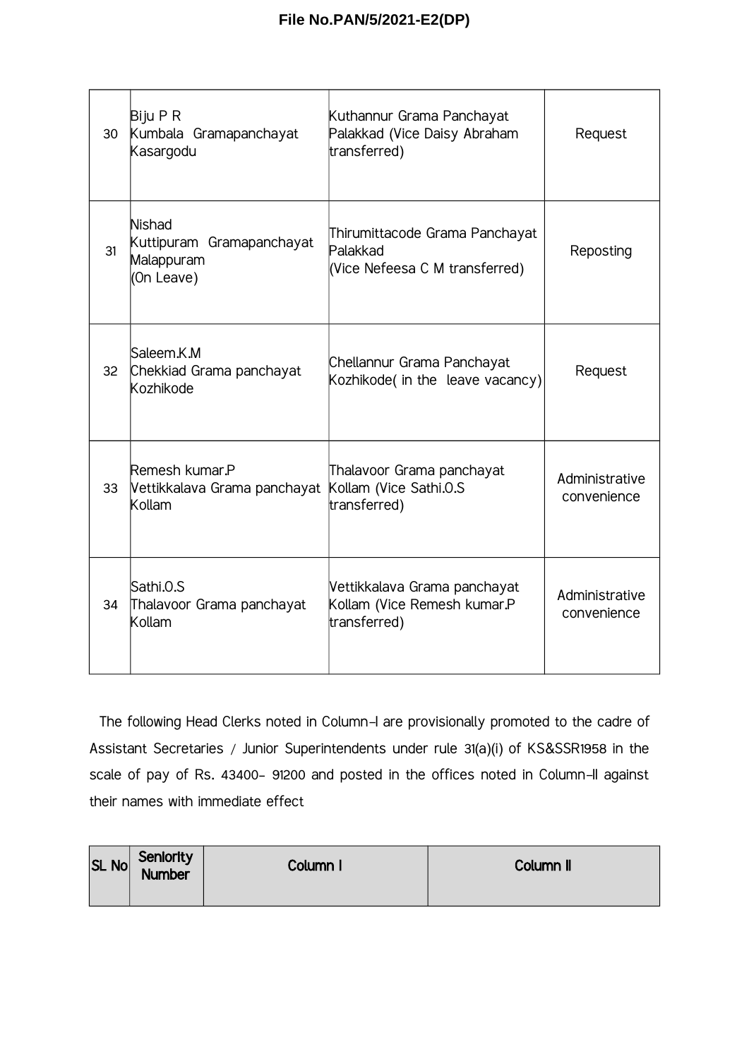File No.PAN/5/2021-E2(DP)

| | | | |
|---|---|---|---|
| 30 | Biju P R<br>Kumbala Gramapanchayat<br>Kasargodu | Kuthannur Grama Panchayat<br>Palakkad (Vice Daisy Abraham transferred) | Request |
| 31 | Nishad<br>Kuttipuram Gramapanchayat<br>Malappuram<br>(On Leave) | Thirumittacode Grama Panchayat<br>Palakkad<br>(Vice Nefeesa C M transferred) | Reposting |
| 32 | Saleem.K.M<br>Chekkiad Grama panchayat<br>Kozhikode | Chellannur Grama Panchayat<br>Kozhikode( in the leave vacancy) | Request |
| 33 | Remesh kumar.P<br>Vettikkalava Grama panchayat<br>Kollam | Thalavoor Grama panchayat<br>Kollam (Vice Sathi.O.S transferred) | Administrative convenience |
| 34 | Sathi.O.S<br>Thalavoor Grama panchayat<br>Kollam | Vettikkalava Grama panchayat<br>Kollam (Vice Remesh kumar.P transferred) | Administrative convenience |

The following Head Clerks noted in Column-I are provisionally promoted to the cadre of Assistant Secretaries / Junior Superintendents under rule 31(a)(i) of KS&SSR1958 in the scale of pay of Rs. 43400- 91200 and posted in the offices noted in Column-II against their names with immediate effect

| SL No | Seniority Number | Column I | Column II |
|---|---|---|---|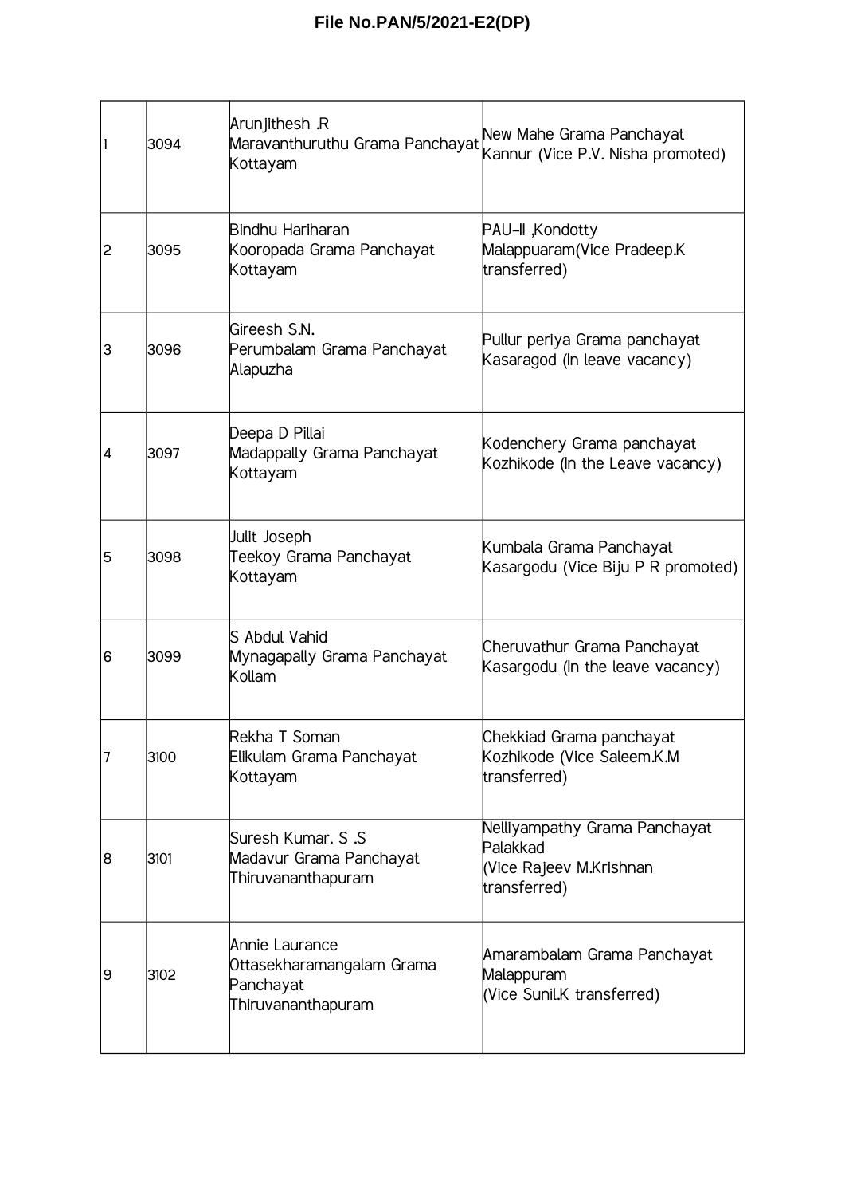**File No.PAN/5/2021-E2(DP)**

| | | | |
|---|---|---|---|
| 1 | 3094 | Arunjithesh .R<br>Maravanthuruthu Grama Panchayat<br>Kottayam | New Mahe Grama Panchayat<br>Kannur (Vice P.V. Nisha promoted) |
| 2 | 3095 | Bindhu Hariharan<br>Kooropada Grama Panchayat<br>Kottayam | PAU-II ,Kondotty<br>Malappuaram(Vice Pradeep.K transferred) |
| 3 | 3096 | Gireesh S.N.<br>Perumbalam Grama Panchayat<br>Alapuzha | Pullur periya Grama panchayat<br>Kasaragod (In leave vacancy) |
| 4 | 3097 | Deepa D Pillai<br>Madappally Grama Panchayat<br>Kottayam | Kodenchery Grama panchayat<br>Kozhikode (In the Leave vacancy) |
| 5 | 3098 | Julit Joseph<br>Teekoy Grama Panchayat<br>Kottayam | Kumbala Grama Panchayat<br>Kasargodu (Vice Biju P R promoted) |
| 6 | 3099 | S Abdul Vahid<br>Mynagapally Grama Panchayat<br>Kollam | Cheruvathur Grama Panchayat<br>Kasargodu (In the leave vacancy) |
| 7 | 3100 | Rekha T Soman<br>Elikulam Grama Panchayat<br>Kottayam | Chekkiad Grama panchayat<br>Kozhikode (Vice Saleem.K.M transferred) |
| 8 | 3101 | Suresh Kumar. S .S<br>Madavur Grama Panchayat<br>Thiruvananthapuram | Nelliyampathy Grama Panchayat<br>Palakkad<br>(Vice Rajeev M.Krishnan transferred) |
| 9 | 3102 | Annie Laurance<br>Ottasekharamangalam Grama Panchayat<br>Thiruvananthapuram | Amarambalam Grama Panchayat<br>Malappuram<br>(Vice Sunil.K transferred) |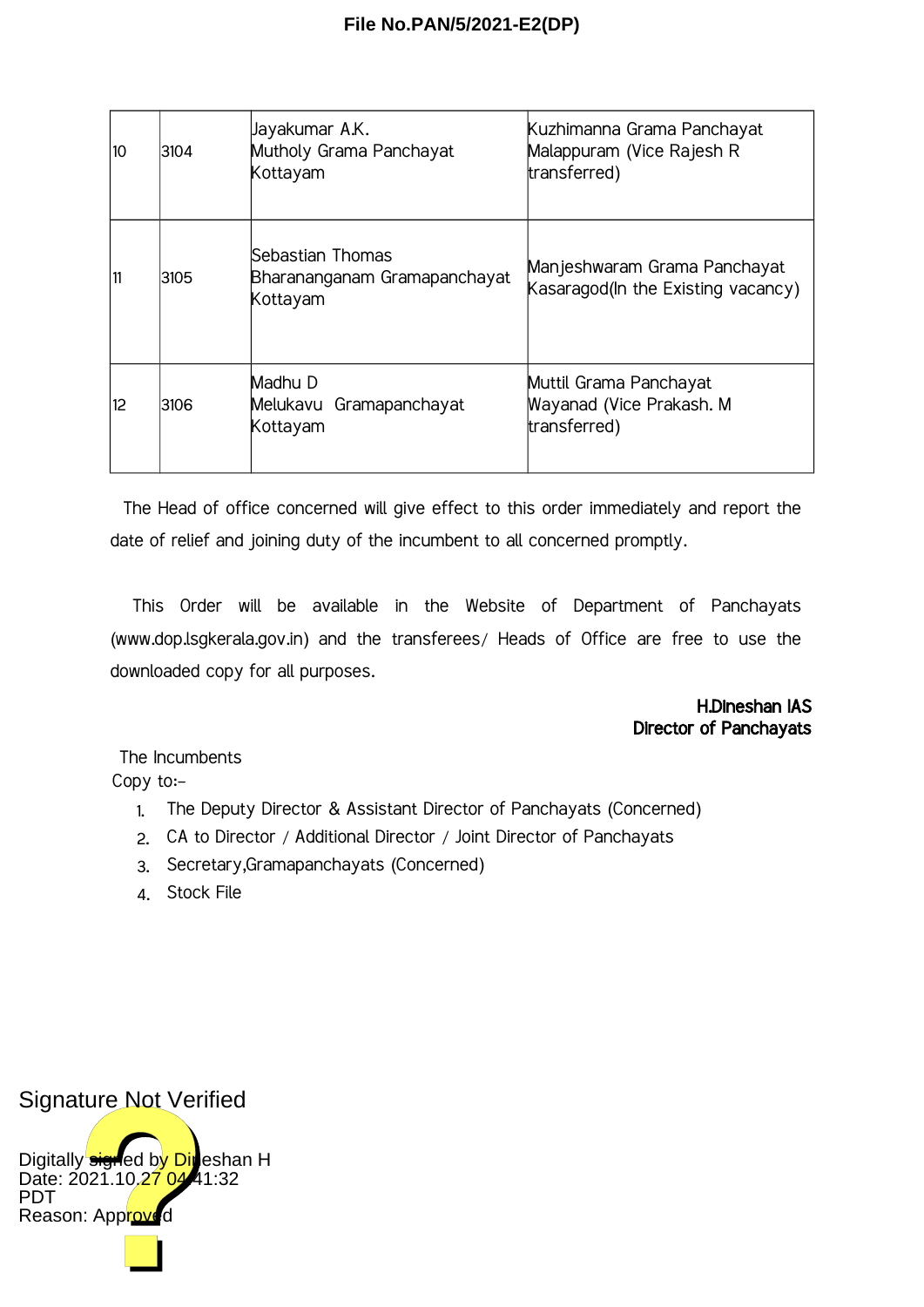| | | | |
|---|---|---|---|
| 10 | 3104 | Jayakumar A.K. Mutholy Grama Panchayat Kottayam | Kuzhimanna Grama Panchayat Malappuram (Vice Rajesh R transferred) |
| 11 | 3105 | Sebastian Thomas Bharananganam Gramapanchayat Kottayam | Manjeshwaram Grama Panchayat Kasaragod(In the Existing vacancy) |
| 12 | 3106 | Madhu D Melukavu Gramapanchayat Kottayam | Muttil Grama Panchayat Wayanad (Vice Prakash. M transferred) |

The Head of office concerned will give effect to this order immediately and report the date of relief and joining duty of the incumbent to all concerned promptly.

This Order will be available in the Website of Department of Panchayats (www.dop.lsgkerala.gov.in) and the transferees/ Heads of Office are free to use the downloaded copy for all purposes.

**H.Dineshan IAS**
**Director of Panchayats**

The Incumbents

Copy to:-

1. The Deputy Director & Assistant Director of Panchayats (Concerned)
2. CA to Director / Additional Director / Joint Director of Panchayats
3. Secretary,Gramapanchayats (Concerned)
4. Stock File

Signature Not Verified

Digitally signed by Dineshan H
Date: 2021.10.27 04:41:32 PDT
Reason: Approved